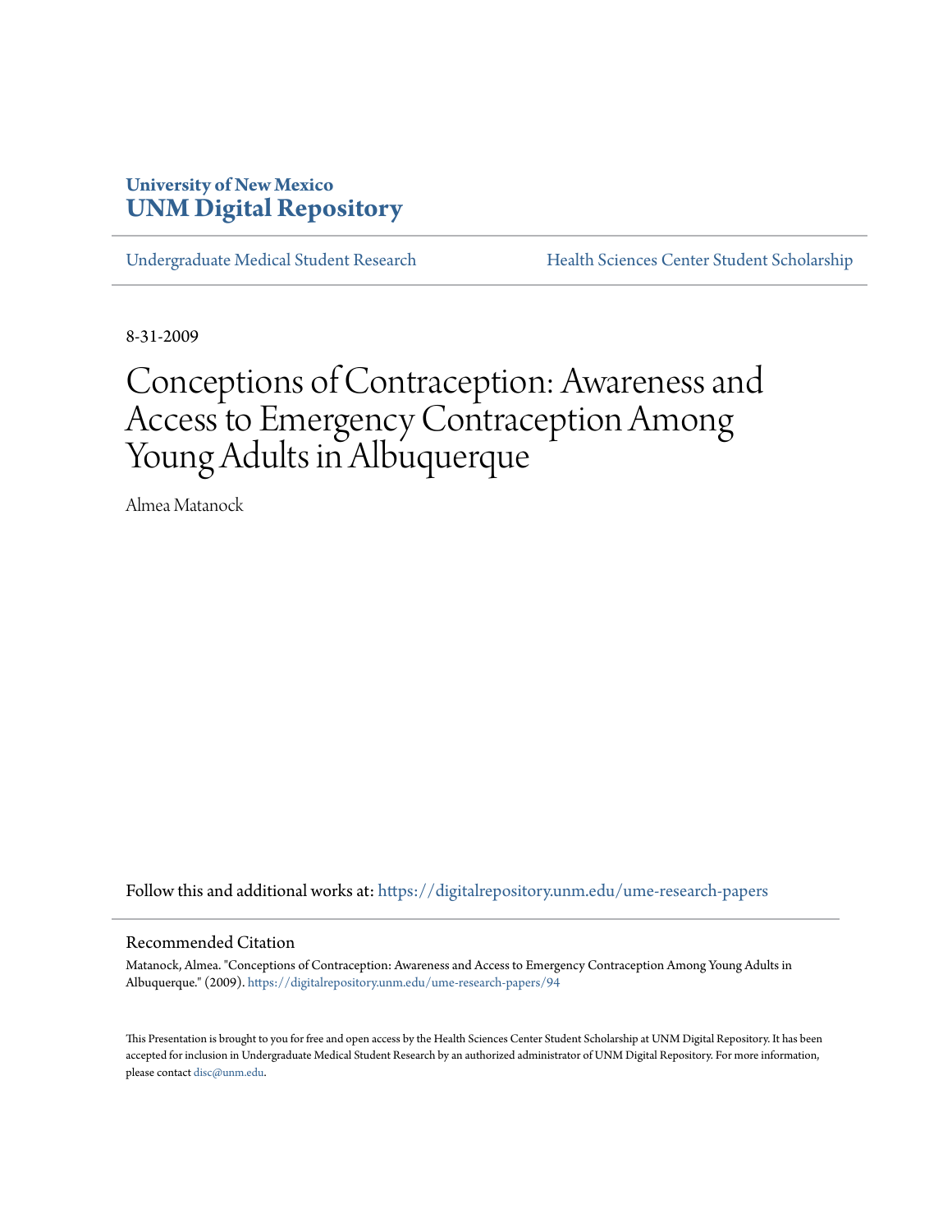University of New Mexico
**UNM Digital Repository**

Undergraduate Medical Student Research | Health Sciences Center Student Scholarship

8-31-2009

# Conceptions of Contraception: Awareness and Access to Emergency Contraception Among Young Adults in Albuquerque

Almea Matanock

Follow this and additional works at: https://digitalrepository.unm.edu/ume-research-papers

## Recommended Citation

Matanock, Almea. "Conceptions of Contraception: Awareness and Access to Emergency Contraception Among Young Adults in Albuquerque." (2009). https://digitalrepository.unm.edu/ume-research-papers/94

This Presentation is brought to you for free and open access by the Health Sciences Center Student Scholarship at UNM Digital Repository. It has been accepted for inclusion in Undergraduate Medical Student Research by an authorized administrator of UNM Digital Repository. For more information, please contact disc@unm.edu.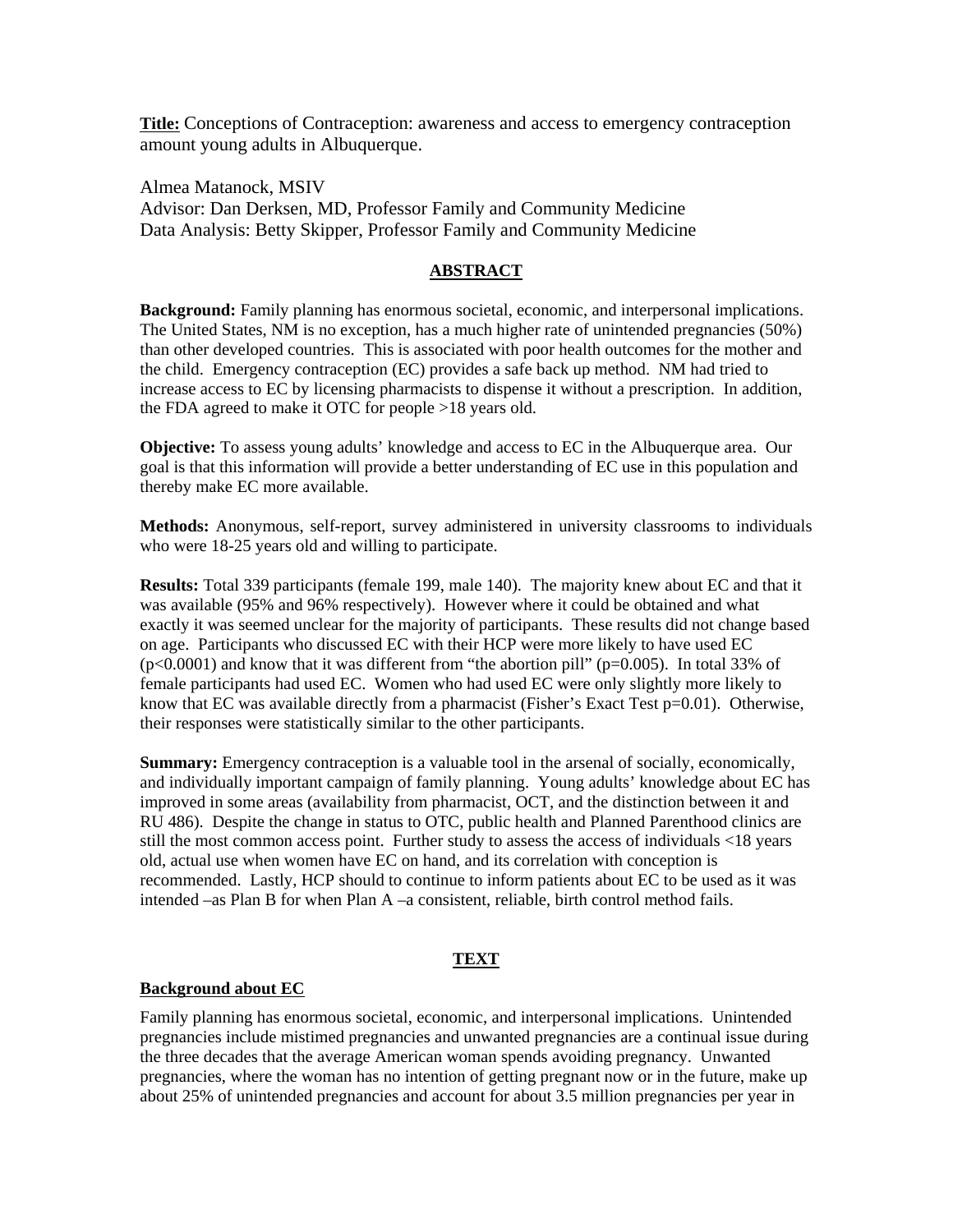**Title:** Conceptions of Contraception: awareness and access to emergency contraception amount young adults in Albuquerque.

Almea Matanock, MSIV
Advisor: Dan Derksen, MD, Professor Family and Community Medicine
Data Analysis: Betty Skipper, Professor Family and Community Medicine

## ABSTRACT

**Background:** Family planning has enormous societal, economic, and interpersonal implications. The United States, NM is no exception, has a much higher rate of unintended pregnancies (50%) than other developed countries. This is associated with poor health outcomes for the mother and the child. Emergency contraception (EC) provides a safe back up method. NM had tried to increase access to EC by licensing pharmacists to dispense it without a prescription. In addition, the FDA agreed to make it OTC for people >18 years old.

**Objective:** To assess young adults' knowledge and access to EC in the Albuquerque area. Our goal is that this information will provide a better understanding of EC use in this population and thereby make EC more available.

**Methods:** Anonymous, self-report, survey administered in university classrooms to individuals who were 18-25 years old and willing to participate.

**Results:** Total 339 participants (female 199, male 140). The majority knew about EC and that it was available (95% and 96% respectively). However where it could be obtained and what exactly it was seemed unclear for the majority of participants. These results did not change based on age. Participants who discussed EC with their HCP were more likely to have used EC ($p<0.0001$) and know that it was different from "the abortion pill" ($p=0.005$). In total 33% of female participants had used EC. Women who had used EC were only slightly more likely to know that EC was available directly from a pharmacist (Fisher's Exact Test $p=0.01$). Otherwise, their responses were statistically similar to the other participants.

**Summary:** Emergency contraception is a valuable tool in the arsenal of socially, economically, and individually important campaign of family planning. Young adults' knowledge about EC has improved in some areas (availability from pharmacist, OCT, and the distinction between it and RU 486). Despite the change in status to OTC, public health and Planned Parenthood clinics are still the most common access point. Further study to assess the access of individuals <18 years old, actual use when women have EC on hand, and its correlation with conception is recommended. Lastly, HCP should to continue to inform patients about EC to be used as it was intended –as Plan B for when Plan A –a consistent, reliable, birth control method fails.

## TEXT

### Background about EC

Family planning has enormous societal, economic, and interpersonal implications. Unintended pregnancies include mistimed pregnancies and unwanted pregnancies are a continual issue during the three decades that the average American woman spends avoiding pregnancy. Unwanted pregnancies, where the woman has no intention of getting pregnant now or in the future, make up about 25% of unintended pregnancies and account for about 3.5 million pregnancies per year in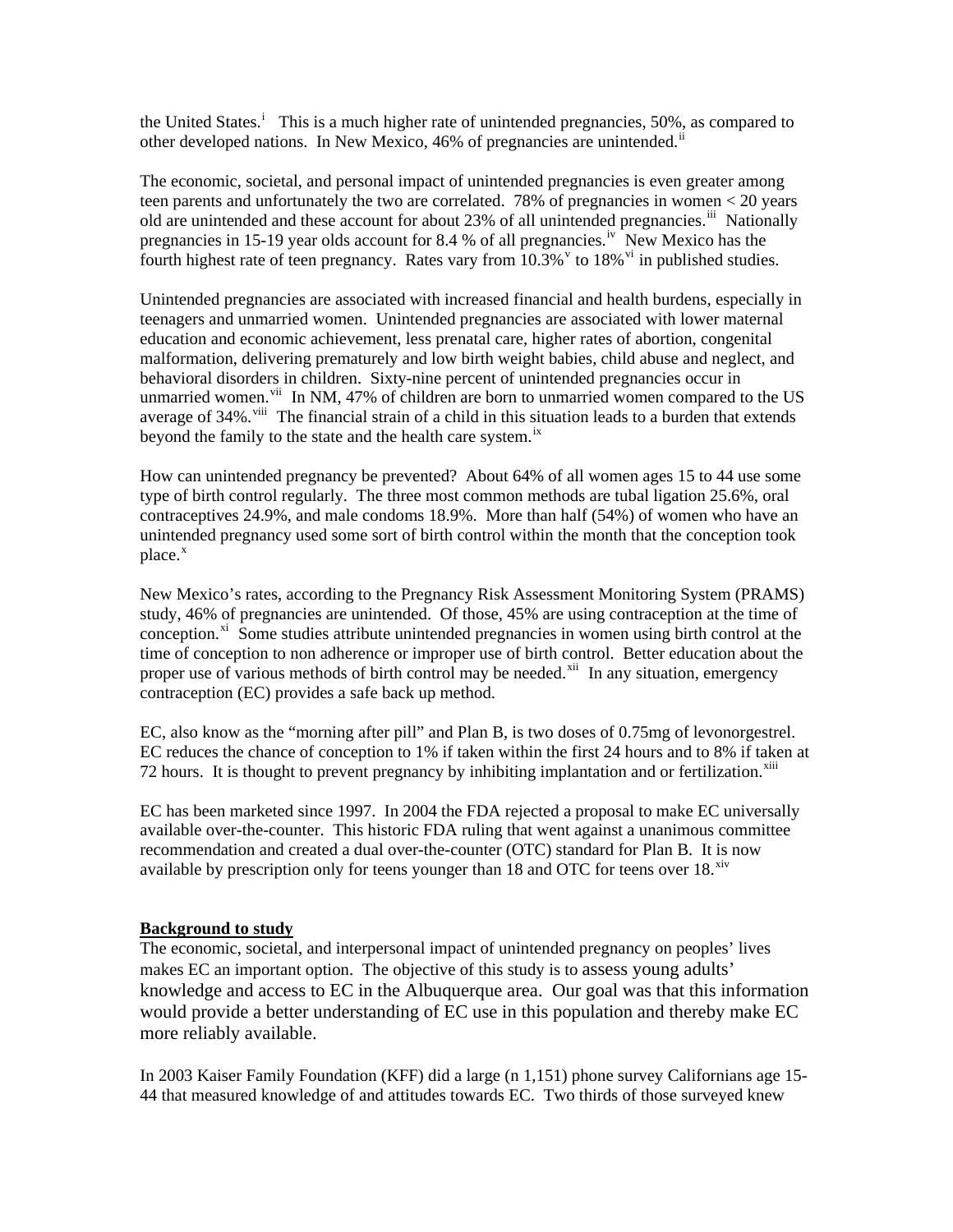the United States.[i] This is a much higher rate of unintended pregnancies, 50%, as compared to other developed nations. In New Mexico, 46% of pregnancies are unintended.[ii]

The economic, societal, and personal impact of unintended pregnancies is even greater among teen parents and unfortunately the two are correlated. 78% of pregnancies in women < 20 years old are unintended and these account for about 23% of all unintended pregnancies.[iii] Nationally pregnancies in 15-19 year olds account for 8.4 % of all pregnancies.[iv] New Mexico has the fourth highest rate of teen pregnancy. Rates vary from 10.3%[v] to 18%[vi] in published studies.

Unintended pregnancies are associated with increased financial and health burdens, especially in teenagers and unmarried women. Unintended pregnancies are associated with lower maternal education and economic achievement, less prenatal care, higher rates of abortion, congenital malformation, delivering prematurely and low birth weight babies, child abuse and neglect, and behavioral disorders in children. Sixty-nine percent of unintended pregnancies occur in unmarried women.[vii] In NM, 47% of children are born to unmarried women compared to the US average of 34%.[viii] The financial strain of a child in this situation leads to a burden that extends beyond the family to the state and the health care system.[ix]

How can unintended pregnancy be prevented? About 64% of all women ages 15 to 44 use some type of birth control regularly. The three most common methods are tubal ligation 25.6%, oral contraceptives 24.9%, and male condoms 18.9%. More than half (54%) of women who have an unintended pregnancy used some sort of birth control within the month that the conception took place.[x]

New Mexico's rates, according to the Pregnancy Risk Assessment Monitoring System (PRAMS) study, 46% of pregnancies are unintended. Of those, 45% are using contraception at the time of conception.[xi] Some studies attribute unintended pregnancies in women using birth control at the time of conception to non adherence or improper use of birth control. Better education about the proper use of various methods of birth control may be needed.[xii] In any situation, emergency contraception (EC) provides a safe back up method.

EC, also know as the "morning after pill" and Plan B, is two doses of 0.75mg of levonorgestrel. EC reduces the chance of conception to 1% if taken within the first 24 hours and to 8% if taken at 72 hours. It is thought to prevent pregnancy by inhibiting implantation and or fertilization.[xiii]

EC has been marketed since 1997. In 2004 the FDA rejected a proposal to make EC universally available over-the-counter. This historic FDA ruling that went against a unanimous committee recommendation and created a dual over-the-counter (OTC) standard for Plan B. It is now available by prescription only for teens younger than 18 and OTC for teens over 18.[xiv]

**Background to study**

The economic, societal, and interpersonal impact of unintended pregnancy on peoples' lives makes EC an important option. The objective of this study is to assess young adults' knowledge and access to EC in the Albuquerque area. Our goal was that this information would provide a better understanding of EC use in this population and thereby make EC more reliably available.

In 2003 Kaiser Family Foundation (KFF) did a large (n 1,151) phone survey Californians age 15-44 that measured knowledge of and attitudes towards EC. Two thirds of those surveyed knew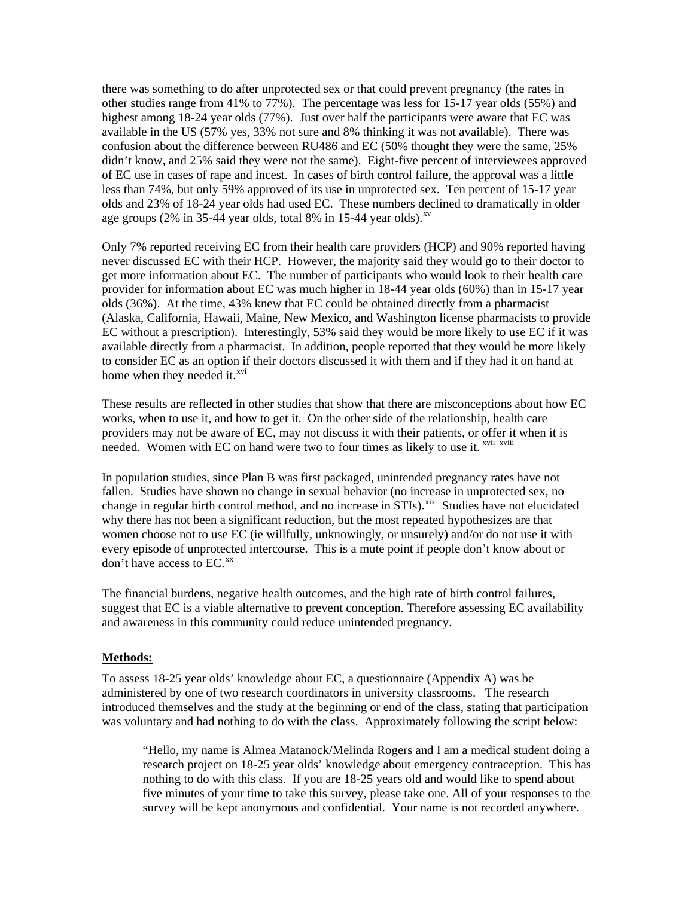there was something to do after unprotected sex or that could prevent pregnancy (the rates in other studies range from 41% to 77%). The percentage was less for 15-17 year olds (55%) and highest among 18-24 year olds (77%). Just over half the participants were aware that EC was available in the US (57% yes, 33% not sure and 8% thinking it was not available). There was confusion about the difference between RU486 and EC (50% thought they were the same, 25% didn't know, and 25% said they were not the same). Eight-five percent of interviewees approved of EC use in cases of rape and incest. In cases of birth control failure, the approval was a little less than 74%, but only 59% approved of its use in unprotected sex. Ten percent of 15-17 year olds and 23% of 18-24 year olds had used EC. These numbers declined to dramatically in older age groups (2% in 35-44 year olds, total 8% in 15-44 year olds).[xv]

Only 7% reported receiving EC from their health care providers (HCP) and 90% reported having never discussed EC with their HCP. However, the majority said they would go to their doctor to get more information about EC. The number of participants who would look to their health care provider for information about EC was much higher in 18-44 year olds (60%) than in 15-17 year olds (36%). At the time, 43% knew that EC could be obtained directly from a pharmacist (Alaska, California, Hawaii, Maine, New Mexico, and Washington license pharmacists to provide EC without a prescription). Interestingly, 53% said they would be more likely to use EC if it was available directly from a pharmacist. In addition, people reported that they would be more likely to consider EC as an option if their doctors discussed it with them and if they had it on hand at home when they needed it.[xvi]

These results are reflected in other studies that show that there are misconceptions about how EC works, when to use it, and how to get it. On the other side of the relationship, health care providers may not be aware of EC, may not discuss it with their patients, or offer it when it is needed. Women with EC on hand were two to four times as likely to use it.[xvii][xviii]

In population studies, since Plan B was first packaged, unintended pregnancy rates have not fallen. Studies have shown no change in sexual behavior (no increase in unprotected sex, no change in regular birth control method, and no increase in STIs).[xix] Studies have not elucidated why there has not been a significant reduction, but the most repeated hypothesizes are that women choose not to use EC (ie willfully, unknowingly, or unsurely) and/or do not use it with every episode of unprotected intercourse. This is a mute point if people don't know about or don't have access to EC.[xx]

The financial burdens, negative health outcomes, and the high rate of birth control failures, suggest that EC is a viable alternative to prevent conception. Therefore assessing EC availability and awareness in this community could reduce unintended pregnancy.

**Methods:**

To assess 18-25 year olds' knowledge about EC, a questionnaire (Appendix A) was be administered by one of two research coordinators in university classrooms. The research introduced themselves and the study at the beginning or end of the class, stating that participation was voluntary and had nothing to do with the class. Approximately following the script below:

> "Hello, my name is Almea Matanock/Melinda Rogers and I am a medical student doing a research project on 18-25 year olds' knowledge about emergency contraception. This has nothing to do with this class. If you are 18-25 years old and would like to spend about five minutes of your time to take this survey, please take one. All of your responses to the survey will be kept anonymous and confidential. Your name is not recorded anywhere.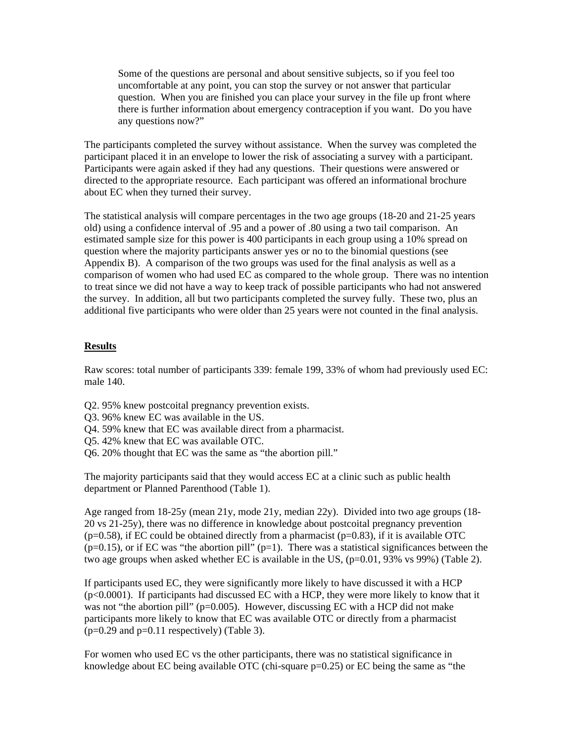> Some of the questions are personal and about sensitive subjects, so if you feel too uncomfortable at any point, you can stop the survey or not answer that particular question. When you are finished you can place your survey in the file up front where there is further information about emergency contraception if you want. Do you have any questions now?"

The participants completed the survey without assistance. When the survey was completed the participant placed it in an envelope to lower the risk of associating a survey with a participant. Participants were again asked if they had any questions. Their questions were answered or directed to the appropriate resource. Each participant was offered an informational brochure about EC when they turned their survey.

The statistical analysis will compare percentages in the two age groups (18-20 and 21-25 years old) using a confidence interval of .95 and a power of .80 using a two tail comparison. An estimated sample size for this power is 400 participants in each group using a 10% spread on question where the majority participants answer yes or no to the binomial questions (see Appendix B). A comparison of the two groups was used for the final analysis as well as a comparison of women who had used EC as compared to the whole group. There was no intention to treat since we did not have a way to keep track of possible participants who had not answered the survey. In addition, all but two participants completed the survey fully. These two, plus an additional five participants who were older than 25 years were not counted in the final analysis.

## Results

Raw scores: total number of participants 339: female 199, 33% of whom had previously used EC: male 140.

Q2. 95% knew postcoital pregnancy prevention exists.
Q3. 96% knew EC was available in the US.
Q4. 59% knew that EC was available direct from a pharmacist.
Q5. 42% knew that EC was available OTC.
Q6. 20% thought that EC was the same as "the abortion pill."

The majority participants said that they would access EC at a clinic such as public health department or Planned Parenthood (Table 1).

Age ranged from 18-25y (mean 21y, mode 21y, median 22y). Divided into two age groups (18-20 vs 21-25y), there was no difference in knowledge about postcoital pregnancy prevention ($p=0.58$), if EC could be obtained directly from a pharmacist ($p=0.83$), if it is available OTC ($p=0.15$), or if EC was "the abortion pill" ($p=1$). There was a statistical significances between the two age groups when asked whether EC is available in the US, ($p=0.01$, 93% vs 99%) (Table 2).

If participants used EC, they were significantly more likely to have discussed it with a HCP ($p<0.0001$). If participants had discussed EC with a HCP, they were more likely to know that it was not "the abortion pill" ($p=0.005$). However, discussing EC with a HCP did not make participants more likely to know that EC was available OTC or directly from a pharmacist ($p=0.29$ and $p=0.11$ respectively) (Table 3).

For women who used EC vs the other participants, there was no statistical significance in knowledge about EC being available OTC (chi-square $p=0.25$) or EC being the same as "the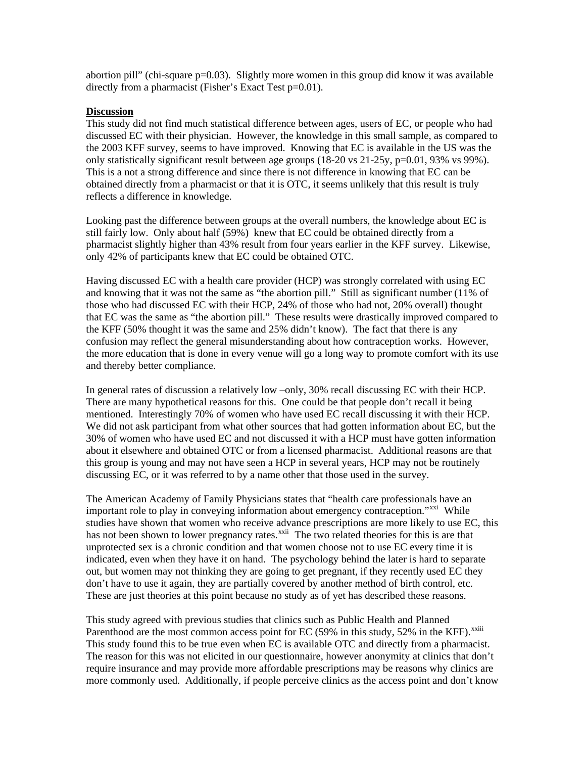abortion pill" (chi-square p=0.03). Slightly more women in this group did know it was available directly from a pharmacist (Fisher's Exact Test p=0.01).

## Discussion

This study did not find much statistical difference between ages, users of EC, or people who had discussed EC with their physician. However, the knowledge in this small sample, as compared to the 2003 KFF survey, seems to have improved. Knowing that EC is available in the US was the only statistically significant result between age groups (18-20 vs 21-25y, p=0.01, 93% vs 99%). This is a not a strong difference and since there is not difference in knowing that EC can be obtained directly from a pharmacist or that it is OTC, it seems unlikely that this result is truly reflects a difference in knowledge.

Looking past the difference between groups at the overall numbers, the knowledge about EC is still fairly low. Only about half (59%) knew that EC could be obtained directly from a pharmacist slightly higher than 43% result from four years earlier in the KFF survey. Likewise, only 42% of participants knew that EC could be obtained OTC.

Having discussed EC with a health care provider (HCP) was strongly correlated with using EC and knowing that it was not the same as "the abortion pill." Still as significant number (11% of those who had discussed EC with their HCP, 24% of those who had not, 20% overall) thought that EC was the same as "the abortion pill." These results were drastically improved compared to the KFF (50% thought it was the same and 25% didn't know). The fact that there is any confusion may reflect the general misunderstanding about how contraception works. However, the more education that is done in every venue will go a long way to promote comfort with its use and thereby better compliance.

In general rates of discussion a relatively low –only, 30% recall discussing EC with their HCP. There are many hypothetical reasons for this. One could be that people don't recall it being mentioned. Interestingly 70% of women who have used EC recall discussing it with their HCP. We did not ask participant from what other sources that had gotten information about EC, but the 30% of women who have used EC and not discussed it with a HCP must have gotten information about it elsewhere and obtained OTC or from a licensed pharmacist. Additional reasons are that this group is young and may not have seen a HCP in several years, HCP may not be routinely discussing EC, or it was referred to by a name other that those used in the survey.

The American Academy of Family Physicians states that "health care professionals have an important role to play in conveying information about emergency contraception."[xxi] While studies have shown that women who receive advance prescriptions are more likely to use EC, this has not been shown to lower pregnancy rates.[xxii] The two related theories for this is are that unprotected sex is a chronic condition and that women choose not to use EC every time it is indicated, even when they have it on hand. The psychology behind the later is hard to separate out, but women may not thinking they are going to get pregnant, if they recently used EC they don't have to use it again, they are partially covered by another method of birth control, etc. These are just theories at this point because no study as of yet has described these reasons.

This study agreed with previous studies that clinics such as Public Health and Planned Parenthood are the most common access point for EC (59% in this study, 52% in the KFF).[xxiii] This study found this to be true even when EC is available OTC and directly from a pharmacist. The reason for this was not elicited in our questionnaire, however anonymity at clinics that don't require insurance and may provide more affordable prescriptions may be reasons why clinics are more commonly used. Additionally, if people perceive clinics as the access point and don't know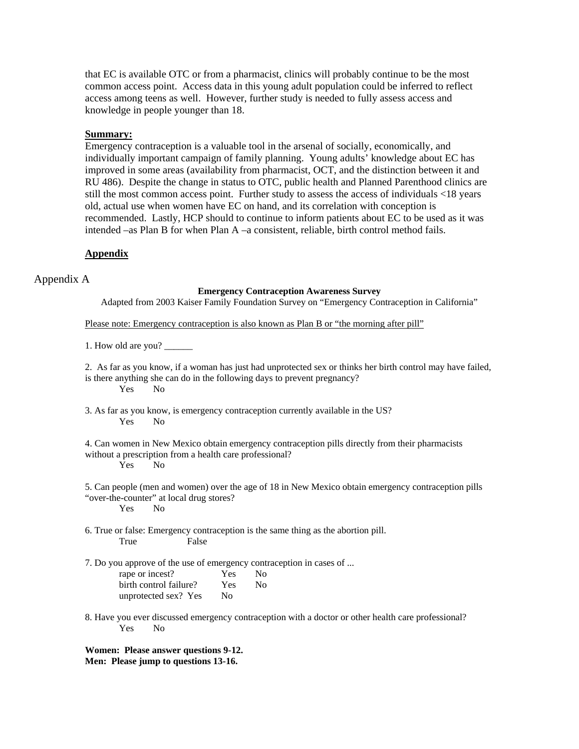that EC is available OTC or from a pharmacist, clinics will probably continue to be the most common access point. Access data in this young adult population could be inferred to reflect access among teens as well. However, further study is needed to fully assess access and knowledge in people younger than 18.

**Summary:**

Emergency contraception is a valuable tool in the arsenal of socially, economically, and individually important campaign of family planning. Young adults' knowledge about EC has improved in some areas (availability from pharmacist, OCT, and the distinction between it and RU 486). Despite the change in status to OTC, public health and Planned Parenthood clinics are still the most common access point. Further study to assess the access of individuals <18 years old, actual use when women have EC on hand, and its correlation with conception is recommended. Lastly, HCP should to continue to inform patients about EC to be used as it was intended –as Plan B for when Plan A –a consistent, reliable, birth control method fails.

**Appendix**

Appendix A

**Emergency Contraception Awareness Survey**

Adapted from 2003 Kaiser Family Foundation Survey on "Emergency Contraception in California"

Please note: Emergency contraception is also known as Plan B or "the morning after pill"

1. How old are you? ______

2. As far as you know, if a woman has just had unprotected sex or thinks her birth control may have failed, is there anything she can do in the following days to prevent pregnancy?
   Yes No

3. As far as you know, is emergency contraception currently available in the US?
   Yes No

4. Can women in New Mexico obtain emergency contraception pills directly from their pharmacists without a prescription from a health care professional?
   Yes No

5. Can people (men and women) over the age of 18 in New Mexico obtain emergency contraception pills "over-the-counter" at local drug stores?
   Yes No

6. True or false: Emergency contraception is the same thing as the abortion pill.
   True False

7. Do you approve of the use of emergency contraception in cases of ...
   rape or incest? Yes No
   birth control failure? Yes No
   unprotected sex? Yes No

8. Have you ever discussed emergency contraception with a doctor or other health care professional?
   Yes No

**Women: Please answer questions 9-12.**
**Men: Please jump to questions 13-16.**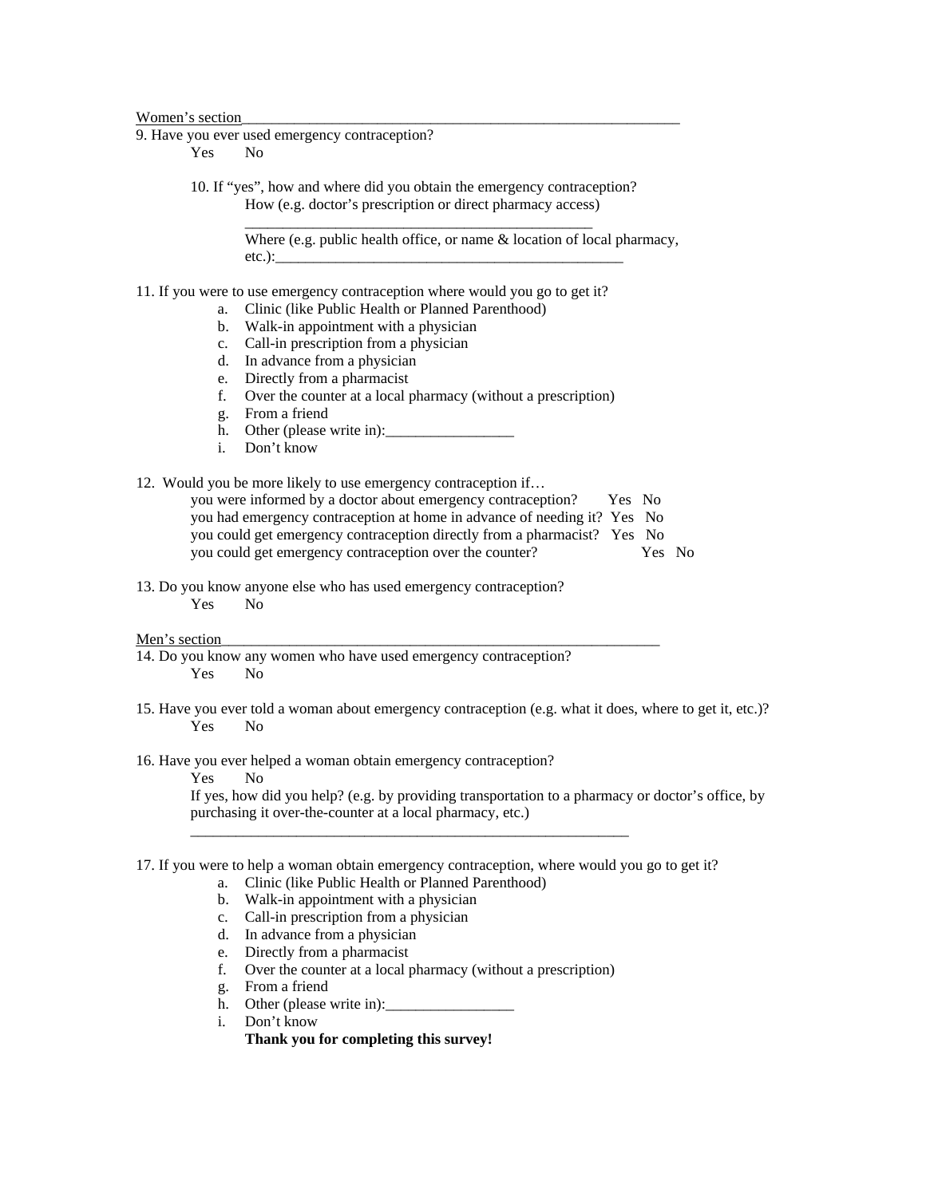Women's section

9. Have you ever used emergency contraception?

Yes No

10. If "yes", how and where did you obtain the emergency contraception?

How (e.g. doctor's prescription or direct pharmacy access)

_____________________________________________

Where (e.g. public health office, or name & location of local pharmacy, etc.):_____________________________________________

11. If you were to use emergency contraception where would you go to get it?

a. Clinic (like Public Health or Planned Parenthood)
b. Walk-in appointment with a physician
c. Call-in prescription from a physician
d. In advance from a physician
e. Directly from a pharmacist
f. Over the counter at a local pharmacy (without a prescription)
g. From a friend
h. Other (please write in):_________________
i. Don't know

12. Would you be more likely to use emergency contraception if…

you were informed by a doctor about emergency contraception? Yes No

you had emergency contraception at home in advance of needing it? Yes No

you could get emergency contraception directly from a pharmacist? Yes No

you could get emergency contraception over the counter? Yes No

13. Do you know anyone else who has used emergency contraception?

Yes No

Men's section

14. Do you know any women who have used emergency contraception?

Yes No

15. Have you ever told a woman about emergency contraception (e.g. what it does, where to get it, etc.)?

Yes No

16. Have you ever helped a woman obtain emergency contraception?

Yes No

If yes, how did you help? (e.g. by providing transportation to a pharmacy or doctor's office, by purchasing it over-the-counter at a local pharmacy, etc.)

____________________________________________________________

17. If you were to help a woman obtain emergency contraception, where would you go to get it?

a. Clinic (like Public Health or Planned Parenthood)
b. Walk-in appointment with a physician
c. Call-in prescription from a physician
d. In advance from a physician
e. Directly from a pharmacist
f. Over the counter at a local pharmacy (without a prescription)
g. From a friend
h. Other (please write in):_________________
i. Don't know

**Thank you for completing this survey!**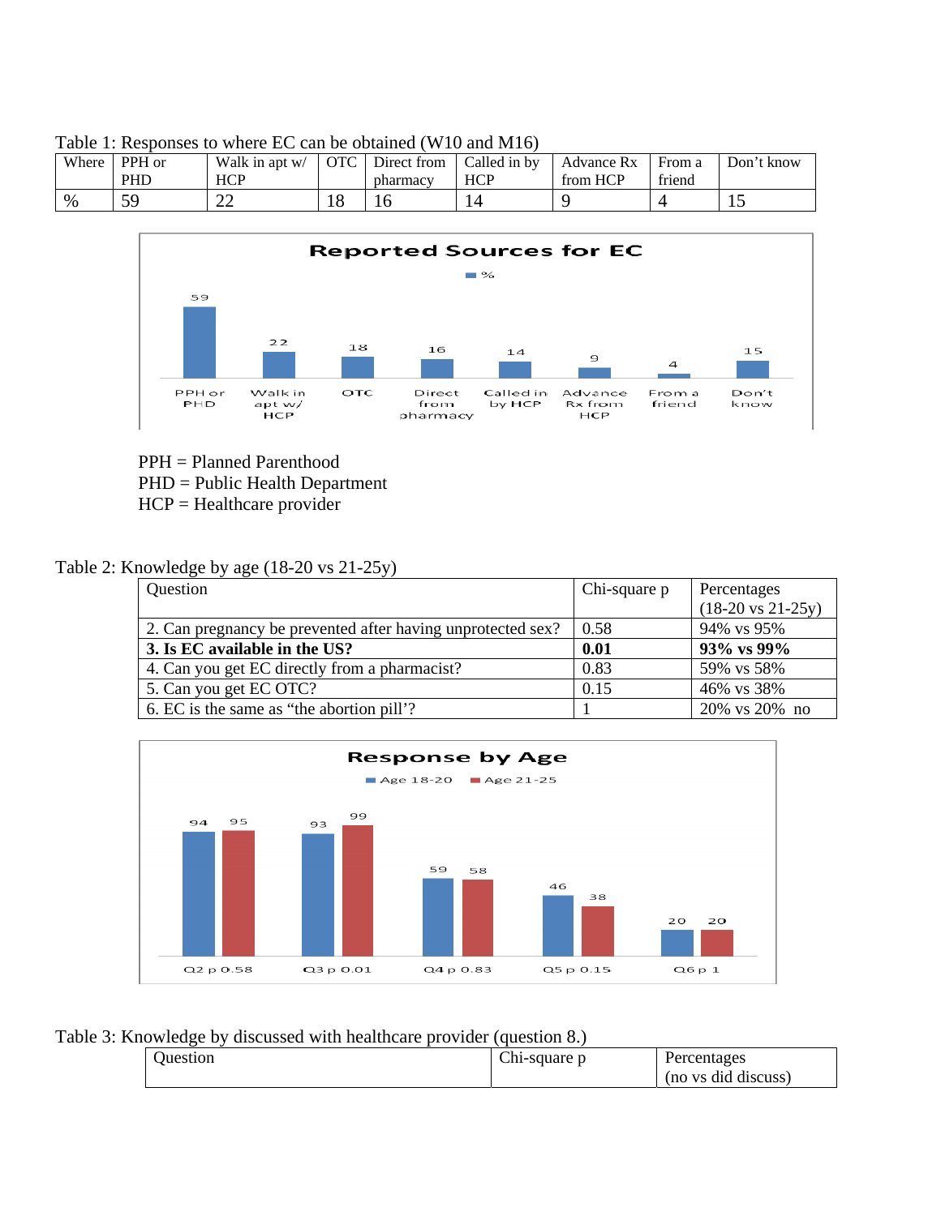Table 1: Responses to where EC can be obtained (W10 and M16)

| Where | PPH or PHD | Walk in apt w/ HCP | OTC | Direct from pharmacy | Called in by HCP | Advance Rx from HCP | From a friend | Don't know |
|---|---|---|---|---|---|---|---|---|
| % | 59 | 22 | 18 | 16 | 14 | 9 | 4 | 15 |

**Reported Sources for EC**

| | PPH or PHD | Walk in apt w/ HCP | OTC | Direct from pharmacy | Called in by HCP | Advance Rx from HCP | From a friend | Don't know |
|---|---|---|---|---|---|---|---|---|
| % | 59 | 22 | 18 | 16 | 14 | 9 | 4 | 15 |

PPH = Planned Parenthood
PHD = Public Health Department
HCP = Healthcare provider

Table 2: Knowledge by age (18-20 vs 21-25y)

| Question | Chi-square p | Percentages (18-20 vs 21-25y) |
|---|---|---|
| 2. Can pregnancy be prevented after having unprotected sex? | 0.58 | 94% vs 95% |
| **3. Is EC available in the US?** | **0.01** | **93% vs 99%** |
| 4. Can you get EC directly from a pharmacist? | 0.83 | 59% vs 58% |
| 5. Can you get EC OTC? | 0.15 | 46% vs 38% |
| 6. EC is the same as "the abortion pill'? | 1 | 20% vs 20% no |

**Response by Age**

| | Q2 p 0.58 | Q3 p 0.01 | Q4 p 0.83 | Q5 p 0.15 | Q6 p 1 |
|---|---|---|---|---|---|
| Age 18-20 | 94 | 93 | 59 | 46 | 20 |
| Age 21-25 | 95 | 99 | 58 | 38 | 20 |

Table 3: Knowledge by discussed with healthcare provider (question 8.)

| Question | Chi-square p | Percentages (no vs did discuss) |
|---|---|---|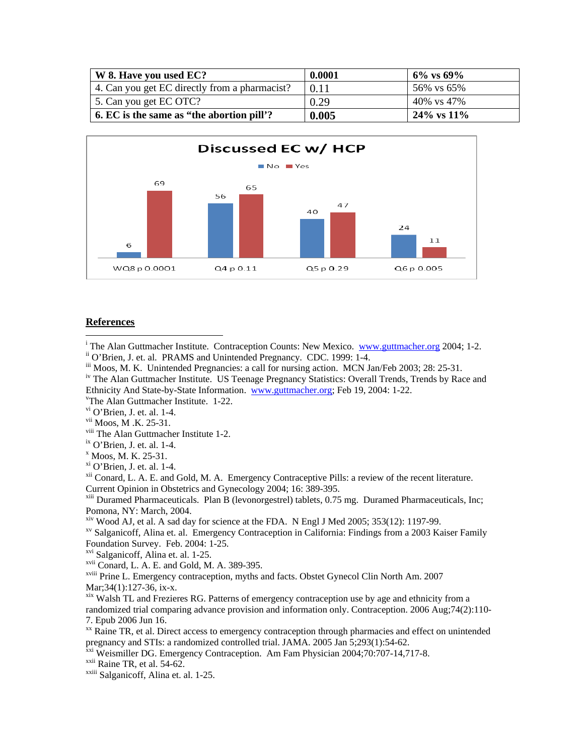| | | |
|---|---|---|
| **W 8. Have you used EC?** | **0.0001** | **6% vs 69%** |
| 4. Can you get EC directly from a pharmacist? | 0.11 | 56% vs 65% |
| 5. Can you get EC OTC? | 0.29 | 40% vs 47% |
| **6. EC is the same as "the abortion pill'?** | **0.005** | **24% vs 11%** |

Discussed EC w/ HCP

No Yes

6 69

56 65

40 47

24 11

WQ8 p 0.0001

Q4 p 0.11

Q5 p 0.29

Q6 p 0.005

## References

[i] The Alan Guttmacher Institute. Contraception Counts: New Mexico. www.guttmacher.org 2004; 1-2.

[ii] O'Brien, J. et. al. PRAMS and Unintended Pregnancy. CDC. 1999: 1-4.

[iii] Moos, M. K. Unintended Pregnancies: a call for nursing action. MCN Jan/Feb 2003; 28: 25-31.

[iv] The Alan Guttmacher Institute. US Teenage Pregnancy Statistics: Overall Trends, Trends by Race and Ethnicity And State-by-State Information. www.guttmacher.org; Feb 19, 2004: 1-22.

[v] The Alan Guttmacher Institute. 1-22.

[vi] O'Brien, J. et. al. 1-4.

[vii] Moos, M .K. 25-31.

[viii] The Alan Guttmacher Institute 1-2.

[ix] O'Brien, J. et. al. 1-4.

[x] Moos, M. K. 25-31.

[xi] O'Brien, J. et. al. 1-4.

[xii] Conard, L. A. E. and Gold, M. A. Emergency Contraceptive Pills: a review of the recent literature. Current Opinion in Obstetrics and Gynecology 2004; 16: 389-395.

[xiii] Duramed Pharmaceuticals. Plan B (levonorgestrel) tablets, 0.75 mg. Duramed Pharmaceuticals, Inc; Pomona, NY: March, 2004.

[xiv] Wood AJ, et al. A sad day for science at the FDA. N Engl J Med 2005; 353(12): 1197-99.

[xv] Salganicoff, Alina et. al. Emergency Contraception in California: Findings from a 2003 Kaiser Family Foundation Survey. Feb. 2004: 1-25.

[xvi] Salganicoff, Alina et. al. 1-25.

[xvii] Conard, L. A. E. and Gold, M. A. 389-395.

[xviii] Prine L. Emergency contraception, myths and facts. Obstet Gynecol Clin North Am. 2007 Mar;34(1):127-36, ix-x.

[xix] Walsh TL and Frezieres RG. Patterns of emergency contraception use by age and ethnicity from a randomized trial comparing advance provision and information only. Contraception. 2006 Aug;74(2):110-7. Epub 2006 Jun 16.

[xx] Raine TR, et al. Direct access to emergency contraception through pharmacies and effect on unintended pregnancy and STIs: a randomized controlled trial. JAMA. 2005 Jan 5;293(1):54-62.

[xxi] Weismiller DG. Emergency Contraception. Am Fam Physician 2004;70:707-14,717-8.

[xxii] Raine TR, et al. 54-62.

[xxiii] Salganicoff, Alina et. al. 1-25.